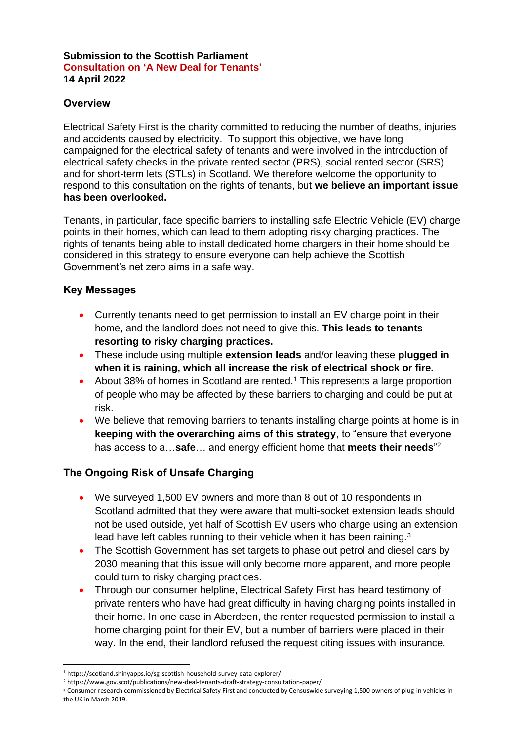**Submission to the Scottish Parliament**
**Consultation on 'A New Deal for Tenants'**
**14 April 2022**

## Overview

Electrical Safety First is the charity committed to reducing the number of deaths, injuries and accidents caused by electricity. To support this objective, we have long campaigned for the electrical safety of tenants and were involved in the introduction of electrical safety checks in the private rented sector (PRS), social rented sector (SRS) and for short-term lets (STLs) in Scotland. We therefore welcome the opportunity to respond to this consultation on the rights of tenants, but **we believe an important issue has been overlooked.**

Tenants, in particular, face specific barriers to installing safe Electric Vehicle (EV) charge points in their homes, which can lead to them adopting risky charging practices. The rights of tenants being able to install dedicated home chargers in their home should be considered in this strategy to ensure everyone can help achieve the Scottish Government's net zero aims in a safe way.

## Key Messages

- Currently tenants need to get permission to install an EV charge point in their home, and the landlord does not need to give this. **This leads to tenants resorting to risky charging practices.**
- These include using multiple **extension leads** and/or leaving these **plugged in when it is raining, which all increase the risk of electrical shock or fire.**
- About 38% of homes in Scotland are rented.[1] This represents a large proportion of people who may be affected by these barriers to charging and could be put at risk.
- We believe that removing barriers to tenants installing charge points at home is in **keeping with the overarching aims of this strategy**, to "ensure that everyone has access to a…**safe**… and energy efficient home that **meets their needs**"[2]

## The Ongoing Risk of Unsafe Charging

- We surveyed 1,500 EV owners and more than 8 out of 10 respondents in Scotland admitted that they were aware that multi-socket extension leads should not be used outside, yet half of Scottish EV users who charge using an extension lead have left cables running to their vehicle when it has been raining.[3]
- The Scottish Government has set targets to phase out petrol and diesel cars by 2030 meaning that this issue will only become more apparent, and more people could turn to risky charging practices.
- Through our consumer helpline, Electrical Safety First has heard testimony of private renters who have had great difficulty in having charging points installed in their home. In one case in Aberdeen, the renter requested permission to install a home charging point for their EV, but a number of barriers were placed in their way. In the end, their landlord refused the request citing issues with insurance.

---

[1] https://scotland.shinyapps.io/sg-scottish-household-survey-data-explorer/
[2] https://www.gov.scot/publications/new-deal-tenants-draft-strategy-consultation-paper/
[3] Consumer research commissioned by Electrical Safety First and conducted by Censuswide surveying 1,500 owners of plug-in vehicles in the UK in March 2019.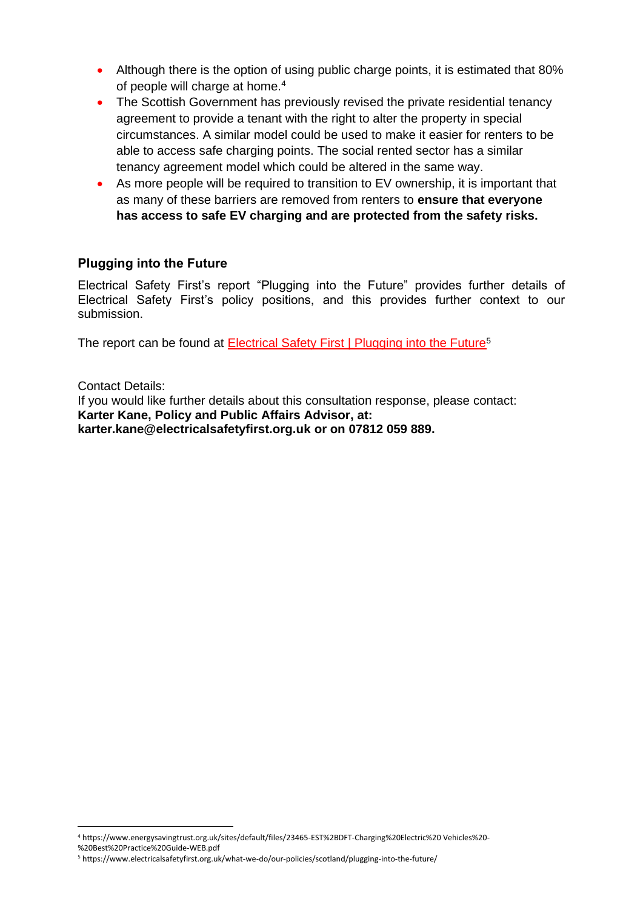- Although there is the option of using public charge points, it is estimated that 80% of people will charge at home.[4]
- The Scottish Government has previously revised the private residential tenancy agreement to provide a tenant with the right to alter the property in special circumstances. A similar model could be used to make it easier for renters to be able to access safe charging points. The social rented sector has a similar tenancy agreement model which could be altered in the same way.
- As more people will be required to transition to EV ownership, it is important that as many of these barriers are removed from renters to **ensure that everyone has access to safe EV charging and are protected from the safety risks.**

## Plugging into the Future

Electrical Safety First's report "Plugging into the Future" provides further details of Electrical Safety First's policy positions, and this provides further context to our submission.

The report can be found at [Electrical Safety First | Plugging into the Future](https://www.electricalsafetyfirst.org.uk/what-we-do/our-policies/scotland/plugging-into-the-future/)[5]

Contact Details:
If you would like further details about this consultation response, please contact:
**Karter Kane, Policy and Public Affairs Advisor, at:**
**karter.kane@electricalsafetyfirst.org.uk or on 07812 059 889.**

---

[4] https://www.energysavingtrust.org.uk/sites/default/files/23465-EST%2BDFT-Charging%20Electric%20 Vehicles%20-%20Best%20Practice%20Guide-WEB.pdf

[5] https://www.electricalsafetyfirst.org.uk/what-we-do/our-policies/scotland/plugging-into-the-future/